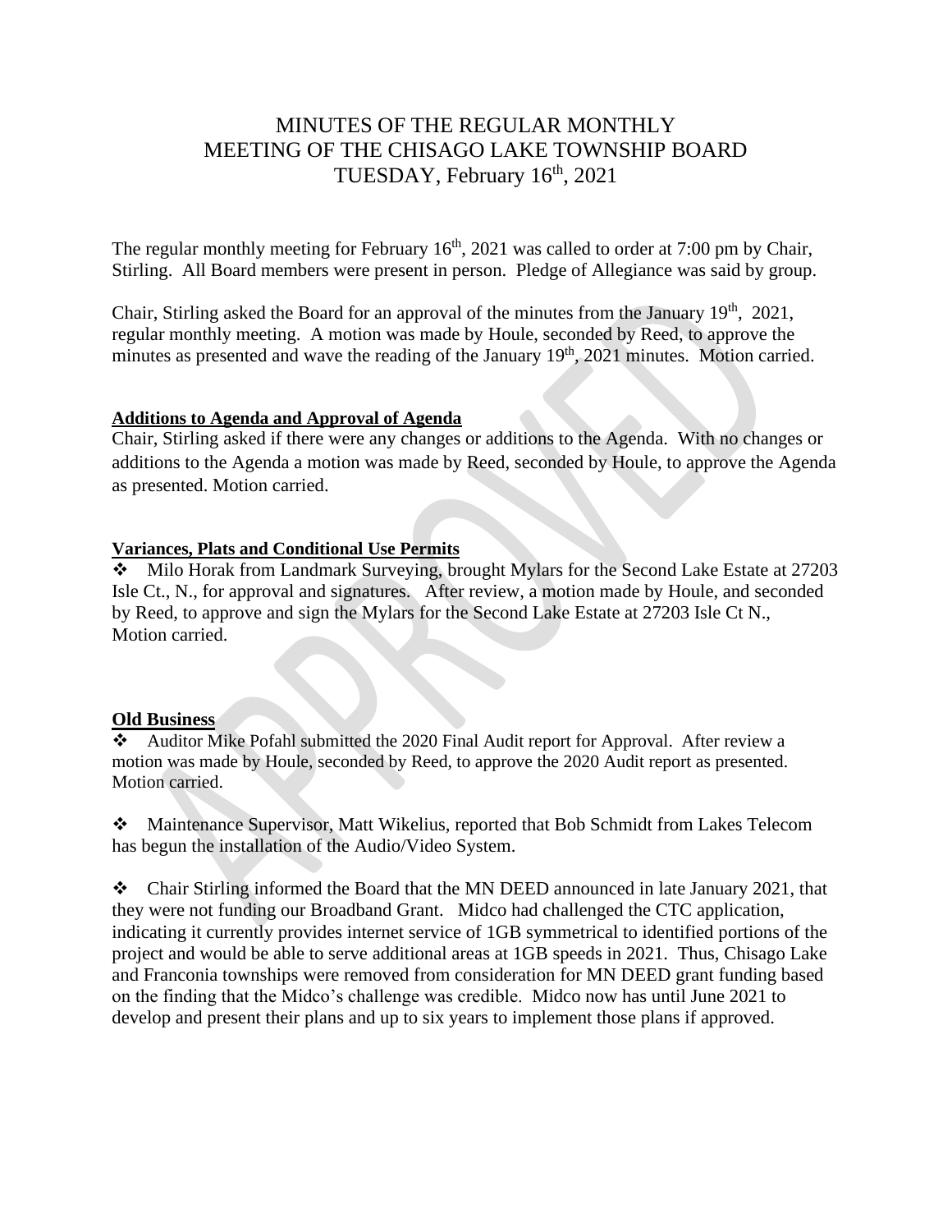# MINUTES OF THE REGULAR MONTHLY MEETING OF THE CHISAGO LAKE TOWNSHIP BOARD TUESDAY, February 16th, 2021

The regular monthly meeting for February 16th, 2021 was called to order at 7:00 pm by Chair, Stirling. All Board members were present in person. Pledge of Allegiance was said by group.

Chair, Stirling asked the Board for an approval of the minutes from the January 19th, 2021, regular monthly meeting. A motion was made by Houle, seconded by Reed, to approve the minutes as presented and wave the reading of the January 19th, 2021 minutes. Motion carried.

**Additions to Agenda and Approval of Agenda**

Chair, Stirling asked if there were any changes or additions to the Agenda. With no changes or additions to the Agenda a motion was made by Reed, seconded by Houle, to approve the Agenda as presented. Motion carried.

**Variances, Plats and Conditional Use Permits**

- Milo Horak from Landmark Surveying, brought Mylars for the Second Lake Estate at 27203 Isle Ct., N., for approval and signatures. After review, a motion made by Houle, and seconded by Reed, to approve and sign the Mylars for the Second Lake Estate at 27203 Isle Ct N., Motion carried.

**Old Business**

- Auditor Mike Pofahl submitted the 2020 Final Audit report for Approval. After review a motion was made by Houle, seconded by Reed, to approve the 2020 Audit report as presented. Motion carried.

- Maintenance Supervisor, Matt Wikelius, reported that Bob Schmidt from Lakes Telecom has begun the installation of the Audio/Video System.

- Chair Stirling informed the Board that the MN DEED announced in late January 2021, that they were not funding our Broadband Grant. Midco had challenged the CTC application, indicating it currently provides internet service of 1GB symmetrical to identified portions of the project and would be able to serve additional areas at 1GB speeds in 2021. Thus, Chisago Lake and Franconia townships were removed from consideration for MN DEED grant funding based on the finding that the Midco's challenge was credible. Midco now has until June 2021 to develop and present their plans and up to six years to implement those plans if approved.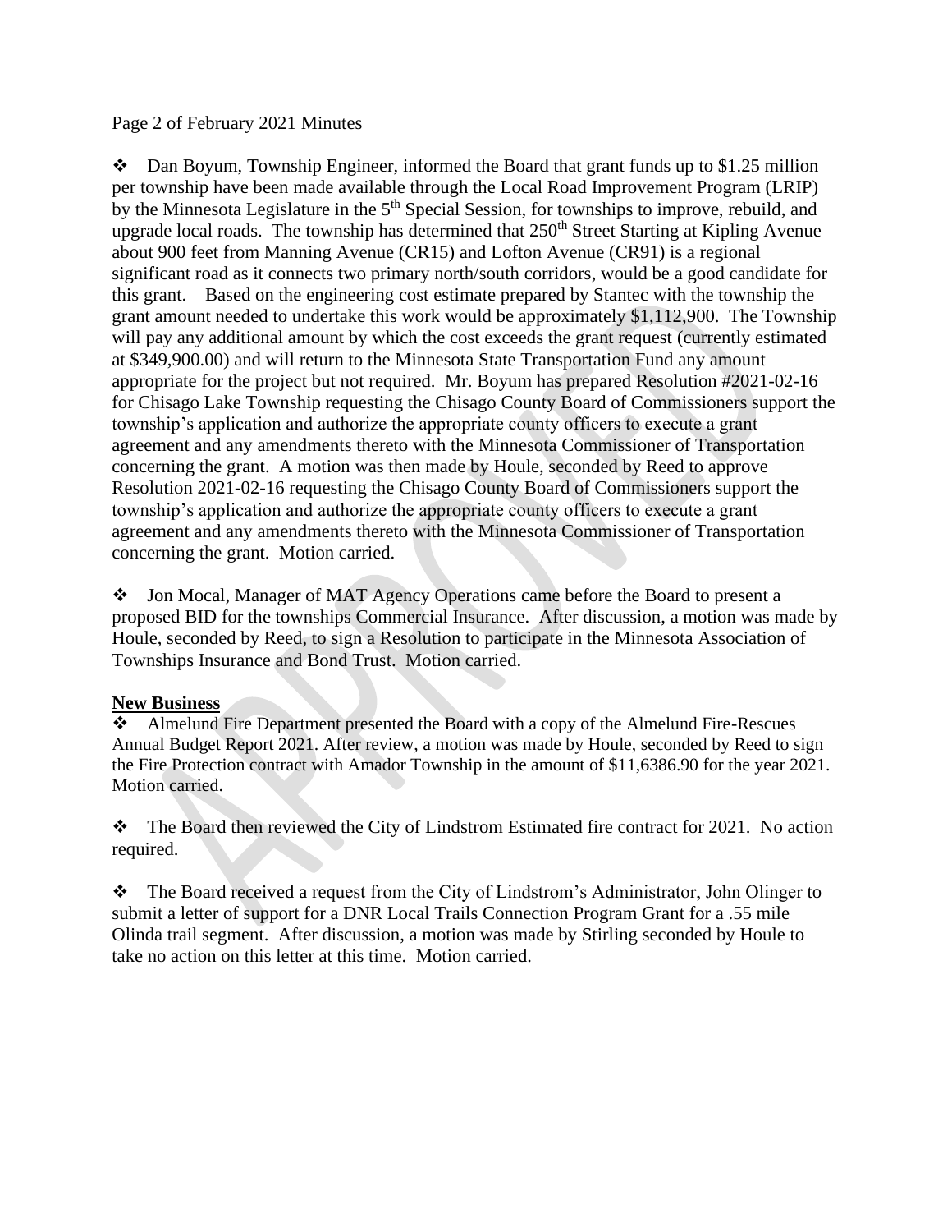Page 2 of February 2021 Minutes

❖ Dan Boyum, Township Engineer, informed the Board that grant funds up to $1.25 million per township have been made available through the Local Road Improvement Program (LRIP) by the Minnesota Legislature in the 5th Special Session, for townships to improve, rebuild, and upgrade local roads. The township has determined that 250th Street Starting at Kipling Avenue about 900 feet from Manning Avenue (CR15) and Lofton Avenue (CR91) is a regional significant road as it connects two primary north/south corridors, would be a good candidate for this grant. Based on the engineering cost estimate prepared by Stantec with the township the grant amount needed to undertake this work would be approximately $1,112,900. The Township will pay any additional amount by which the cost exceeds the grant request (currently estimated at $349,900.00) and will return to the Minnesota State Transportation Fund any amount appropriate for the project but not required. Mr. Boyum has prepared Resolution #2021-02-16 for Chisago Lake Township requesting the Chisago County Board of Commissioners support the township's application and authorize the appropriate county officers to execute a grant agreement and any amendments thereto with the Minnesota Commissioner of Transportation concerning the grant. A motion was then made by Houle, seconded by Reed to approve Resolution 2021-02-16 requesting the Chisago County Board of Commissioners support the township's application and authorize the appropriate county officers to execute a grant agreement and any amendments thereto with the Minnesota Commissioner of Transportation concerning the grant. Motion carried.

❖ Jon Mocal, Manager of MAT Agency Operations came before the Board to present a proposed BID for the townships Commercial Insurance. After discussion, a motion was made by Houle, seconded by Reed, to sign a Resolution to participate in the Minnesota Association of Townships Insurance and Bond Trust. Motion carried.

**New Business**

❖ Almelund Fire Department presented the Board with a copy of the Almelund Fire-Rescues Annual Budget Report 2021. After review, a motion was made by Houle, seconded by Reed to sign the Fire Protection contract with Amador Township in the amount of $11,6386.90 for the year 2021. Motion carried.

❖ The Board then reviewed the City of Lindstrom Estimated fire contract for 2021. No action required.

❖ The Board received a request from the City of Lindstrom's Administrator, John Olinger to submit a letter of support for a DNR Local Trails Connection Program Grant for a .55 mile Olinda trail segment. After discussion, a motion was made by Stirling seconded by Houle to take no action on this letter at this time. Motion carried.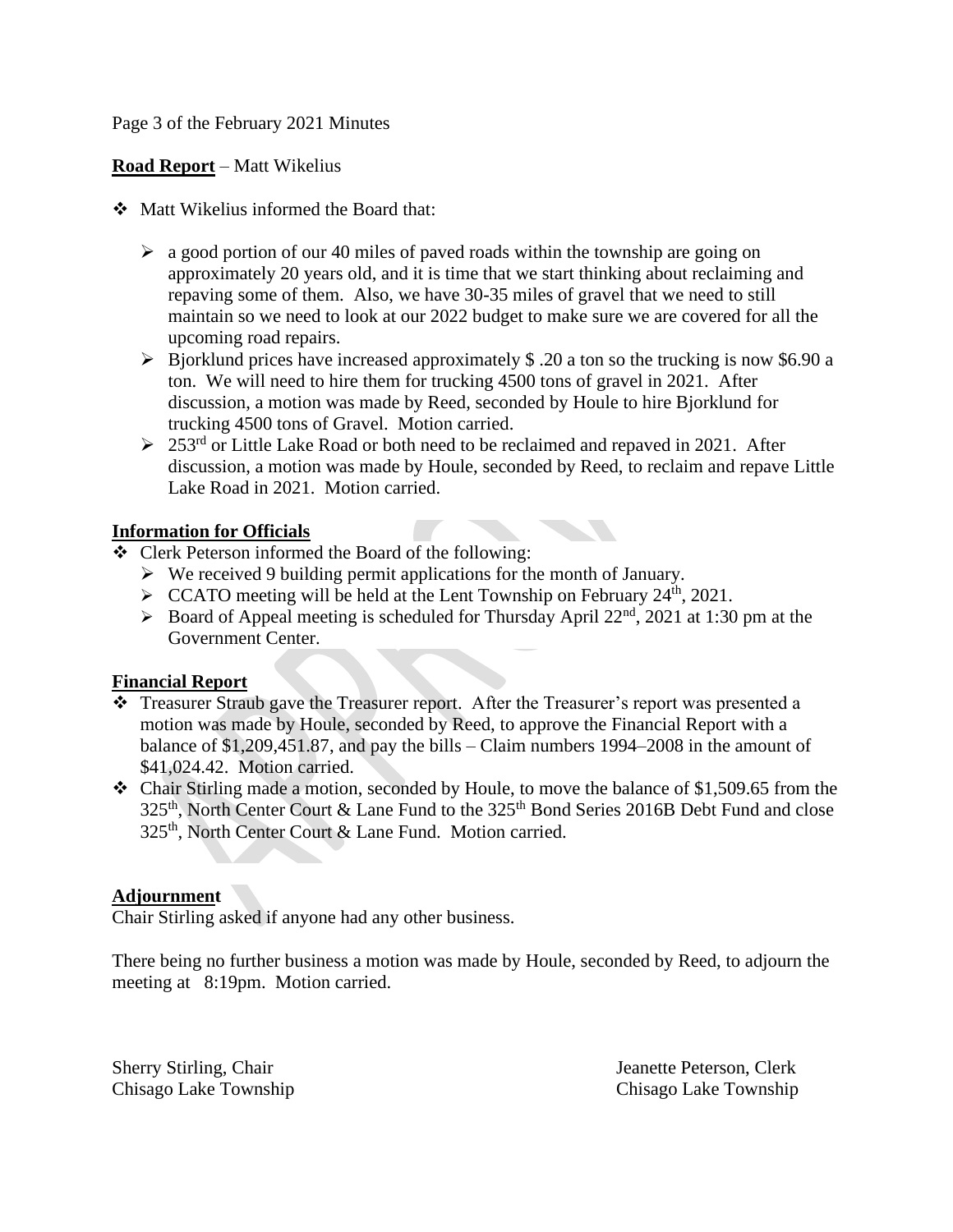Page 3 of the February 2021 Minutes

**Road Report** – Matt Wikelius

- Matt Wikelius informed the Board that:
  - a good portion of our 40 miles of paved roads within the township are going on approximately 20 years old, and it is time that we start thinking about reclaiming and repaving some of them. Also, we have 30-35 miles of gravel that we need to still maintain so we need to look at our 2022 budget to make sure we are covered for all the upcoming road repairs.
  - Bjorklund prices have increased approximately $ .20 a ton so the trucking is now $6.90 a ton. We will need to hire them for trucking 4500 tons of gravel in 2021. After discussion, a motion was made by Reed, seconded by Houle to hire Bjorklund for trucking 4500 tons of Gravel. Motion carried.
  - 253rd or Little Lake Road or both need to be reclaimed and repaved in 2021. After discussion, a motion was made by Houle, seconded by Reed, to reclaim and repave Little Lake Road in 2021. Motion carried.

**Information for Officials**

- Clerk Peterson informed the Board of the following:
  - We received 9 building permit applications for the month of January.
  - CCATO meeting will be held at the Lent Township on February 24th, 2021.
  - Board of Appeal meeting is scheduled for Thursday April 22nd, 2021 at 1:30 pm at the Government Center.

**Financial Report**

- Treasurer Straub gave the Treasurer report. After the Treasurer's report was presented a motion was made by Houle, seconded by Reed, to approve the Financial Report with a balance of $1,209,451.87, and pay the bills – Claim numbers 1994–2008 in the amount of $41,024.42. Motion carried.
- Chair Stirling made a motion, seconded by Houle, to move the balance of $1,509.65 from the 325th, North Center Court & Lane Fund to the 325th Bond Series 2016B Debt Fund and close 325th, North Center Court & Lane Fund. Motion carried.

**Adjournment**

Chair Stirling asked if anyone had any other business.

There being no further business a motion was made by Houle, seconded by Reed, to adjourn the meeting at 8:19pm. Motion carried.

Sherry Stirling, Chair
Chisago Lake Township

Jeanette Peterson, Clerk
Chisago Lake Township